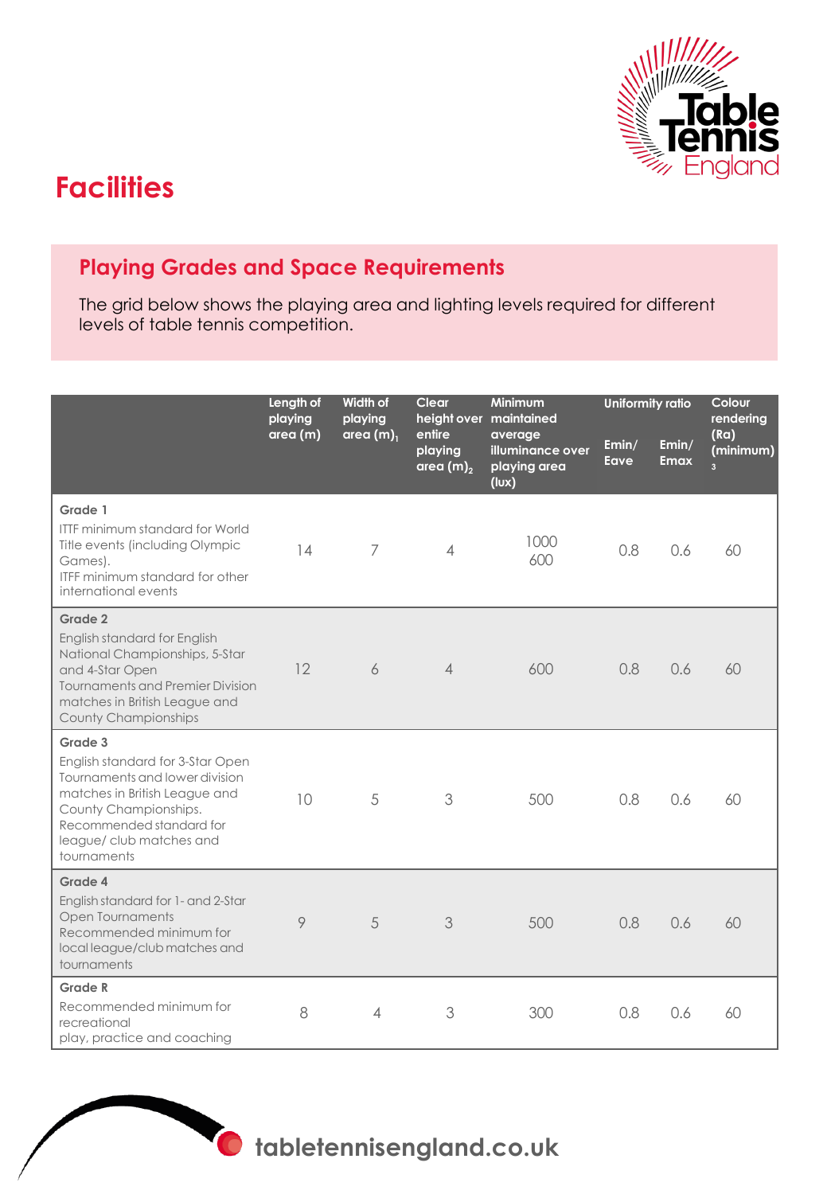# Facilities

## Playing Grades and Space Requirements

The grid below shows the playing area and lighting levels required for different levels of table tennis competition.

| | Length of playing area (m) | Width of playing area (m)[1] | Clear height over entire playing area (m)[2] | Minimum maintained average illuminance over playing area (lux) | Uniformity ratio | | Colour rendering (Ra) (minimum)[3] |
|---|---|---|---|---|---|---|---|
| | | | | | Emin/ Eave | Emin/ Emax | |
| **Grade 1**<br>ITTF minimum standard for World Title events (including Olympic Games).<br>ITFF minimum standard for other international events | 14 | 7 | 4 | 1000<br>600 | 0.8 | 0.6 | 60 |
| **Grade 2**<br>English standard for English National Championships, 5-Star and 4-Star Open Tournaments and Premier Division matches in British League and County Championships | 12 | 6 | 4 | 600 | 0.8 | 0.6 | 60 |
| **Grade 3**<br>English standard for 3-Star Open Tournaments and lower division matches in British League and County Championships.<br>Recommended standard for league/ club matches and tournaments | 10 | 5 | 3 | 500 | 0.8 | 0.6 | 60 |
| **Grade 4**<br>English standard for 1- and 2-Star Open Tournaments<br>Recommended minimum for local league/club matches and tournaments | 9 | 5 | 3 | 500 | 0.8 | 0.6 | 60 |
| **Grade R**<br>Recommended minimum for recreational play, practice and coaching | 8 | 4 | 3 | 300 | 0.8 | 0.6 | 60 |

tabletennisengland.co.uk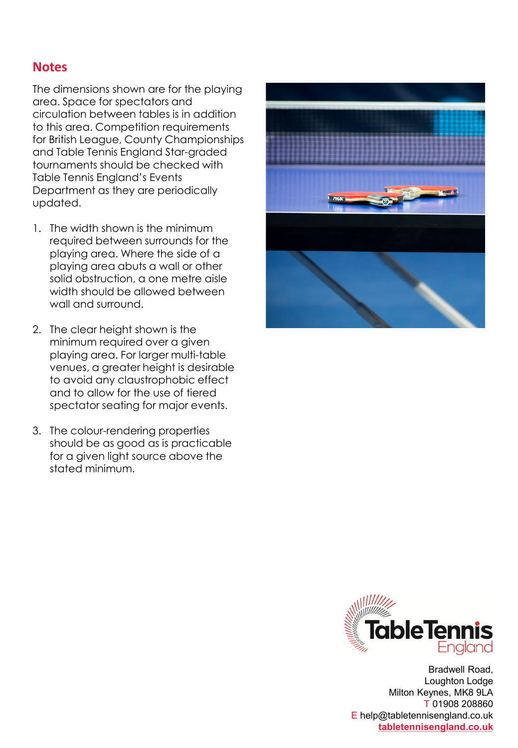## Notes

The dimensions shown are for the playing area. Space for spectators and circulation between tables is in addition to this area. Competition requirements for British League, County Championships and Table Tennis England Star-graded tournaments should be checked with Table Tennis England's Events Department as they are periodically updated.

1. The width shown is the minimum required between surrounds for the playing area. Where the side of a playing area abuts a wall or other solid obstruction, a one metre aisle width should be allowed between wall and surround.

2. The clear height shown is the minimum required over a given playing area. For larger multi-table venues, a greater height is desirable to avoid any claustrophobic effect and to allow for the use of tiered spectator seating for major events.

3. The colour-rendering properties should be as good as is practicable for a given light source above the stated minimum.

Table Tennis England

Bradwell Road,
Loughton Lodge
Milton Keynes, MK8 9LA
T 01908 208860
E help@tabletennisengland.co.uk
**tabletennisengland.co.uk**